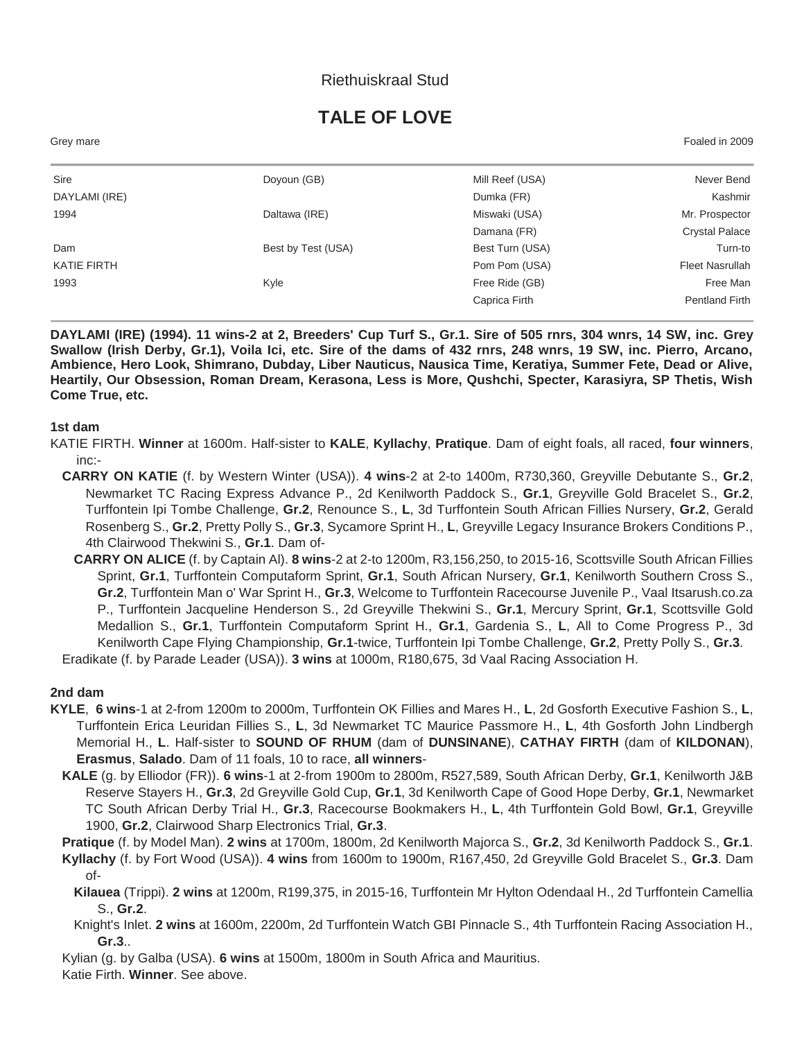Riethuiskraal Stud

# TALE OF LOVE

Grey mare | Foaled in 2009

| | | | |
|---|---|---|---|
| Sire | Doyoun (GB) | Mill Reef (USA) | Never Bend |
| DAYLAMI (IRE) | | Dumka (FR) | Kashmir |
| 1994 | Daltawa (IRE) | Miswaki (USA) | Mr. Prospector |
| | | Damana (FR) | Crystal Palace |
| Dam | Best by Test (USA) | Best Turn (USA) | Turn-to |
| KATIE FIRTH | | Pom Pom (USA) | Fleet Nasrullah |
| 1993 | Kyle | Free Ride (GB) | Free Man |
| | | Caprica Firth | Pentland Firth |

**DAYLAMI (IRE) (1994). 11 wins-2 at 2, Breeders' Cup Turf S., Gr.1. Sire of 505 rnrs, 304 wnrs, 14 SW, inc. Grey Swallow (Irish Derby, Gr.1), Voila Ici, etc. Sire of the dams of 432 rnrs, 248 wnrs, 19 SW, inc. Pierro, Arcano, Ambience, Hero Look, Shimrano, Dubday, Liber Nauticus, Nausica Time, Keratiya, Summer Fete, Dead or Alive, Heartily, Our Obsession, Roman Dream, Kerasona, Less is More, Qushchi, Specter, Karasiyra, SP Thetis, Wish Come True, etc.**

### 1st dam

KATIE FIRTH. **Winner** at 1600m. Half-sister to **KALE**, **Kyllachy**, **Pratique**. Dam of eight foals, all raced, **four winners**, inc:-

**CARRY ON KATIE** (f. by Western Winter (USA)). **4 wins**-2 at 2-to 1400m, R730,360, Greyville Debutante S., **Gr.2**, Newmarket TC Racing Express Advance P., 2d Kenilworth Paddock S., **Gr.1**, Greyville Gold Bracelet S., **Gr.2**, Turffontein Ipi Tombe Challenge, **Gr.2**, Renounce S., **L**, 3d Turffontein South African Fillies Nursery, **Gr.2**, Gerald Rosenberg S., **Gr.2**, Pretty Polly S., **Gr.3**, Sycamore Sprint H., **L**, Greyville Legacy Insurance Brokers Conditions P., 4th Clairwood Thekwini S., **Gr.1**. Dam of-

**CARRY ON ALICE** (f. by Captain Al). **8 wins**-2 at 2-to 1200m, R3,156,250, to 2015-16, Scottsville South African Fillies Sprint, **Gr.1**, Turffontein Computaform Sprint, **Gr.1**, South African Nursery, **Gr.1**, Kenilworth Southern Cross S., **Gr.2**, Turffontein Man o' War Sprint H., **Gr.3**, Welcome to Turffontein Racecourse Juvenile P., Vaal Itsarush.co.za P., Turffontein Jacqueline Henderson S., 2d Greyville Thekwini S., **Gr.1**, Mercury Sprint, **Gr.1**, Scottsville Gold Medallion S., **Gr.1**, Turffontein Computaform Sprint H., **Gr.1**, Gardenia S., **L**, All to Come Progress P., 3d Kenilworth Cape Flying Championship, **Gr.1**-twice, Turffontein Ipi Tombe Challenge, **Gr.2**, Pretty Polly S., **Gr.3**.

Eradikate (f. by Parade Leader (USA)). **3 wins** at 1000m, R180,675, 3d Vaal Racing Association H.

### 2nd dam

**KYLE**, **6 wins**-1 at 2-from 1200m to 2000m, Turffontein OK Fillies and Mares H., **L**, 2d Gosforth Executive Fashion S., **L**, Turffontein Erica Leuridan Fillies S., **L**, 3d Newmarket TC Maurice Passmore H., **L**, 4th Gosforth John Lindbergh Memorial H., **L**. Half-sister to **SOUND OF RHUM** (dam of **DUNSINANE**), **CATHAY FIRTH** (dam of **KILDONAN**), **Erasmus**, **Salado**. Dam of 11 foals, 10 to race, **all winners**-

**KALE** (g. by Elliodor (FR)). **6 wins**-1 at 2-from 1900m to 2800m, R527,589, South African Derby, **Gr.1**, Kenilworth J&B Reserve Stayers H., **Gr.3**, 2d Greyville Gold Cup, **Gr.1**, 3d Kenilworth Cape of Good Hope Derby, **Gr.1**, Newmarket TC South African Derby Trial H., **Gr.3**, Racecourse Bookmakers H., **L**, 4th Turffontein Gold Bowl, **Gr.1**, Greyville 1900, **Gr.2**, Clairwood Sharp Electronics Trial, **Gr.3**.

**Pratique** (f. by Model Man). **2 wins** at 1700m, 1800m, 2d Kenilworth Majorca S., **Gr.2**, 3d Kenilworth Paddock S., **Gr.1**.

**Kyllachy** (f. by Fort Wood (USA)). **4 wins** from 1600m to 1900m, R167,450, 2d Greyville Gold Bracelet S., **Gr.3**. Dam of-

**Kilauea** (Trippi). **2 wins** at 1200m, R199,375, in 2015-16, Turffontein Mr Hylton Odendaal H., 2d Turffontein Camellia S., **Gr.2**.

Knight's Inlet. **2 wins** at 1600m, 2200m, 2d Turffontein Watch GBI Pinnacle S., 4th Turffontein Racing Association H., **Gr.3**..

Kylian (g. by Galba (USA). **6 wins** at 1500m, 1800m in South Africa and Mauritius.

Katie Firth. **Winner**. See above.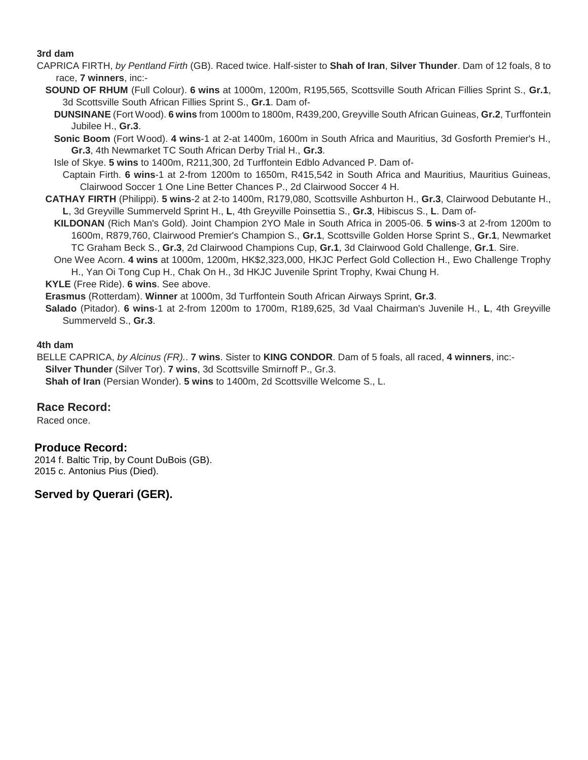**3rd dam**

CAPRICA FIRTH, *by Pentland Firth* (GB). Raced twice. Half-sister to **Shah of Iran**, **Silver Thunder**. Dam of 12 foals, 8 to race, **7 winners**, inc:-

**SOUND OF RHUM** (Full Colour). **6 wins** at 1000m, 1200m, R195,565, Scottsville South African Fillies Sprint S., **Gr.1**, 3d Scottsville South African Fillies Sprint S., **Gr.1**. Dam of-

**DUNSINANE** (Fort Wood). **6 wins** from 1000m to 1800m, R439,200, Greyville South African Guineas, **Gr.2**, Turffontein Jubilee H., **Gr.3**.

**Sonic Boom** (Fort Wood). **4 wins**-1 at 2-at 1400m, 1600m in South Africa and Mauritius, 3d Gosforth Premier's H., **Gr.3**, 4th Newmarket TC South African Derby Trial H., **Gr.3**.

Isle of Skye. **5 wins** to 1400m, R211,300, 2d Turffontein Edblo Advanced P. Dam of-

Captain Firth. **6 wins**-1 at 2-from 1200m to 1650m, R415,542 in South Africa and Mauritius, Mauritius Guineas, Clairwood Soccer 1 One Line Better Chances P., 2d Clairwood Soccer 4 H.

**CATHAY FIRTH** (Philippi). **5 wins**-2 at 2-to 1400m, R179,080, Scottsville Ashburton H., **Gr.3**, Clairwood Debutante H., **L**, 3d Greyville Summerveld Sprint H., **L**, 4th Greyville Poinsettia S., **Gr.3**, Hibiscus S., **L**. Dam of-

**KILDONAN** (Rich Man's Gold). Joint Champion 2YO Male in South Africa in 2005-06. **5 wins**-3 at 2-from 1200m to 1600m, R879,760, Clairwood Premier's Champion S., **Gr.1**, Scottsville Golden Horse Sprint S., **Gr.1**, Newmarket TC Graham Beck S., **Gr.3**, 2d Clairwood Champions Cup, **Gr.1**, 3d Clairwood Gold Challenge, **Gr.1**. Sire.

One Wee Acorn. **4 wins** at 1000m, 1200m, HK$2,323,000, HKJC Perfect Gold Collection H., Ewo Challenge Trophy H., Yan Oi Tong Cup H., Chak On H., 3d HKJC Juvenile Sprint Trophy, Kwai Chung H.

**KYLE** (Free Ride). **6 wins**. See above.

**Erasmus** (Rotterdam). **Winner** at 1000m, 3d Turffontein South African Airways Sprint, **Gr.3**.

**Salado** (Pitador). **6 wins**-1 at 2-from 1200m to 1700m, R189,625, 3d Vaal Chairman's Juvenile H., **L**, 4th Greyville Summerveld S., **Gr.3**.

**4th dam**

BELLE CAPRICA, *by Alcinus (FR).*. **7 wins**. Sister to **KING CONDOR**. Dam of 5 foals, all raced, **4 winners**, inc:-

**Silver Thunder** (Silver Tor). **7 wins**, 3d Scottsville Smirnoff P., Gr.3.

**Shah of Iran** (Persian Wonder). **5 wins** to 1400m, 2d Scottsville Welcome S., L.

## Race Record:

Raced once.

## Produce Record:

2014 f. Baltic Trip, by Count DuBois (GB).
2015 c. Antonius Pius (Died).

## Served by Querari (GER).